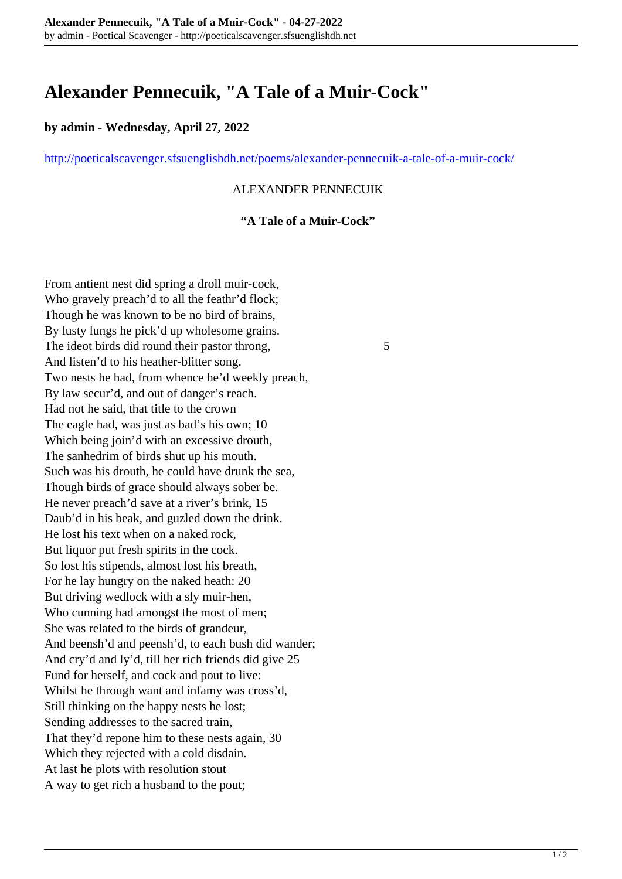# Alexander Pennecuik, "A Tale of a Muir-Cock"

**by admin - Wednesday, April 27, 2022**

http://poeticalscavenger.sfsuenglishdh.net/poems/alexander-pennecuik-a-tale-of-a-muir-cock/

ALEXANDER PENNECUIK

**"A Tale of a Muir-Cock"**

From antient nest did spring a droll muir-cock,
Who gravely preach'd to all the feathr'd flock;
Though he was known to be no bird of brains,
By lusty lungs he pick'd up wholesome grains.
The ideot birds did round their pastor throng, 5
And listen'd to his heather-blitter song.
Two nests he had, from whence he'd weekly preach,
By law secur'd, and out of danger's reach.
Had not he said, that title to the crown
The eagle had, was just as bad's his own; 10
Which being join'd with an excessive drouth,
The sanhedrim of birds shut up his mouth.
Such was his drouth, he could have drunk the sea,
Though birds of grace should always sober be.
He never preach'd save at a river's brink, 15
Daub'd in his beak, and guzled down the drink.
He lost his text when on a naked rock,
But liquor put fresh spirits in the cock.
So lost his stipends, almost lost his breath,
For he lay hungry on the naked heath: 20
But driving wedlock with a sly muir-hen,
Who cunning had amongst the most of men;
She was related to the birds of grandeur,
And beensh'd and peensh'd, to each bush did wander;
And cry'd and ly'd, till her rich friends did give 25
Fund for herself, and cock and pout to live:
Whilst he through want and infamy was cross'd,
Still thinking on the happy nests he lost;
Sending addresses to the sacred train,
That they'd repone him to these nests again, 30
Which they rejected with a cold disdain.
At last he plots with resolution stout
A way to get rich a husband to the pout;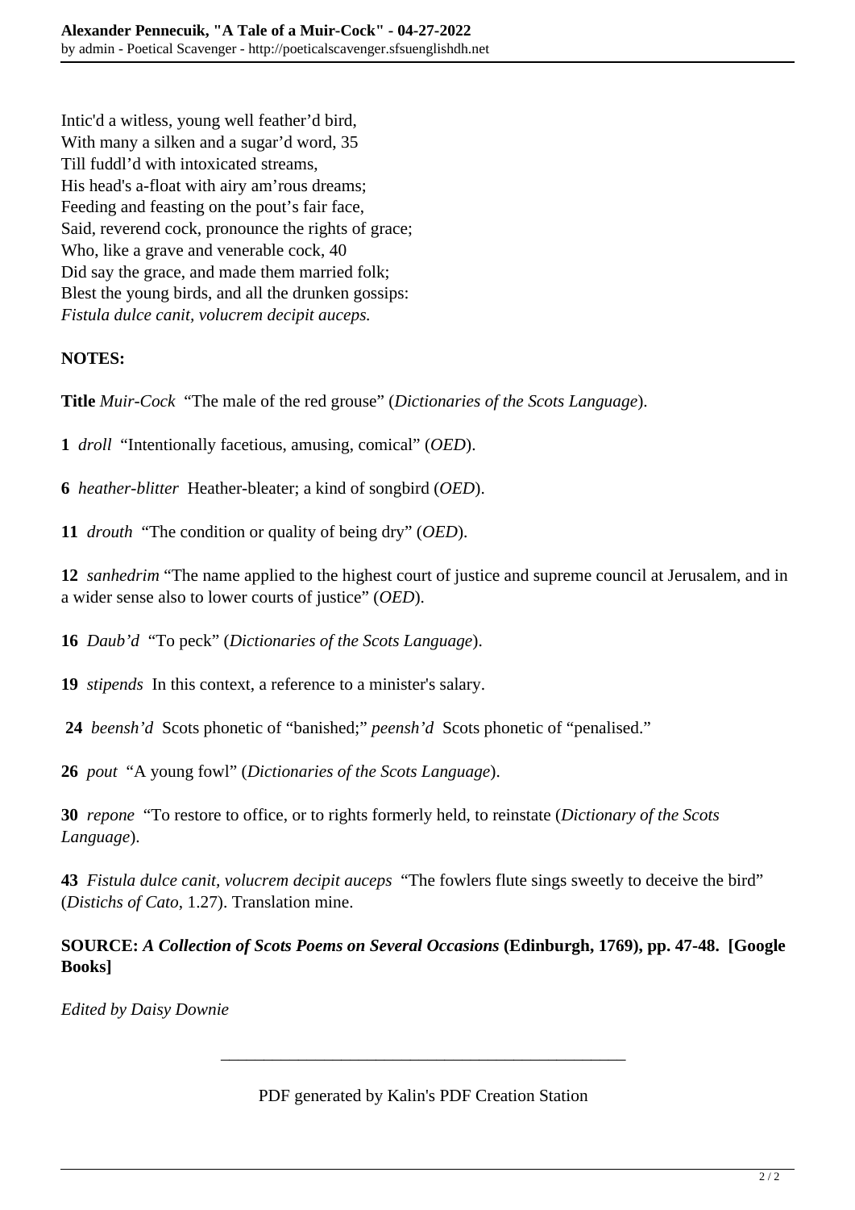Intic'd a witless, young well feather'd bird,  
With many a silken and a sugar'd word, 35  
Till fuddl'd with intoxicated streams,  
His head's a-float with airy am'rous dreams;  
Feeding and feasting on the pout's fair face,  
Said, reverend cock, pronounce the rights of grace;  
Who, like a grave and venerable cock, 40  
Did say the grace, and made them married folk;  
Blest the young birds, and all the drunken gossips:  
*Fistula dulce canit, volucrem decipit auceps.*

**NOTES:**

**Title** *Muir-Cock* "The male of the red grouse" (*Dictionaries of the Scots Language*).

**1** *droll* "Intentionally facetious, amusing, comical" (*OED*).

**6** *heather-blitter* Heather-bleater; a kind of songbird (*OED*).

**11** *drouth* "The condition or quality of being dry" (*OED*).

**12** *sanhedrim* "The name applied to the highest court of justice and supreme council at Jerusalem, and in a wider sense also to lower courts of justice" (*OED*).

**16** *Daub'd* "To peck" (*Dictionaries of the Scots Language*).

**19** *stipends* In this context, a reference to a minister's salary.

**24** *beensh'd* Scots phonetic of "banished;" *peensh'd* Scots phonetic of "penalised."

**26** *pout* "A young fowl" (*Dictionaries of the Scots Language*).

**30** *repone* "To restore to office, or to rights formerly held, to reinstate (*Dictionary of the Scots Language*).

**43** *Fistula dulce canit, volucrem decipit auceps* "The fowlers flute sings sweetly to deceive the bird" (*Distichs of Cato*, 1.27). Translation mine.

**SOURCE:** ***A Collection of Scots Poems on Several Occasions* (Edinburgh, 1769), pp. 47-48. [Google Books]**

*Edited by Daisy Downie*

PDF generated by Kalin's PDF Creation Station